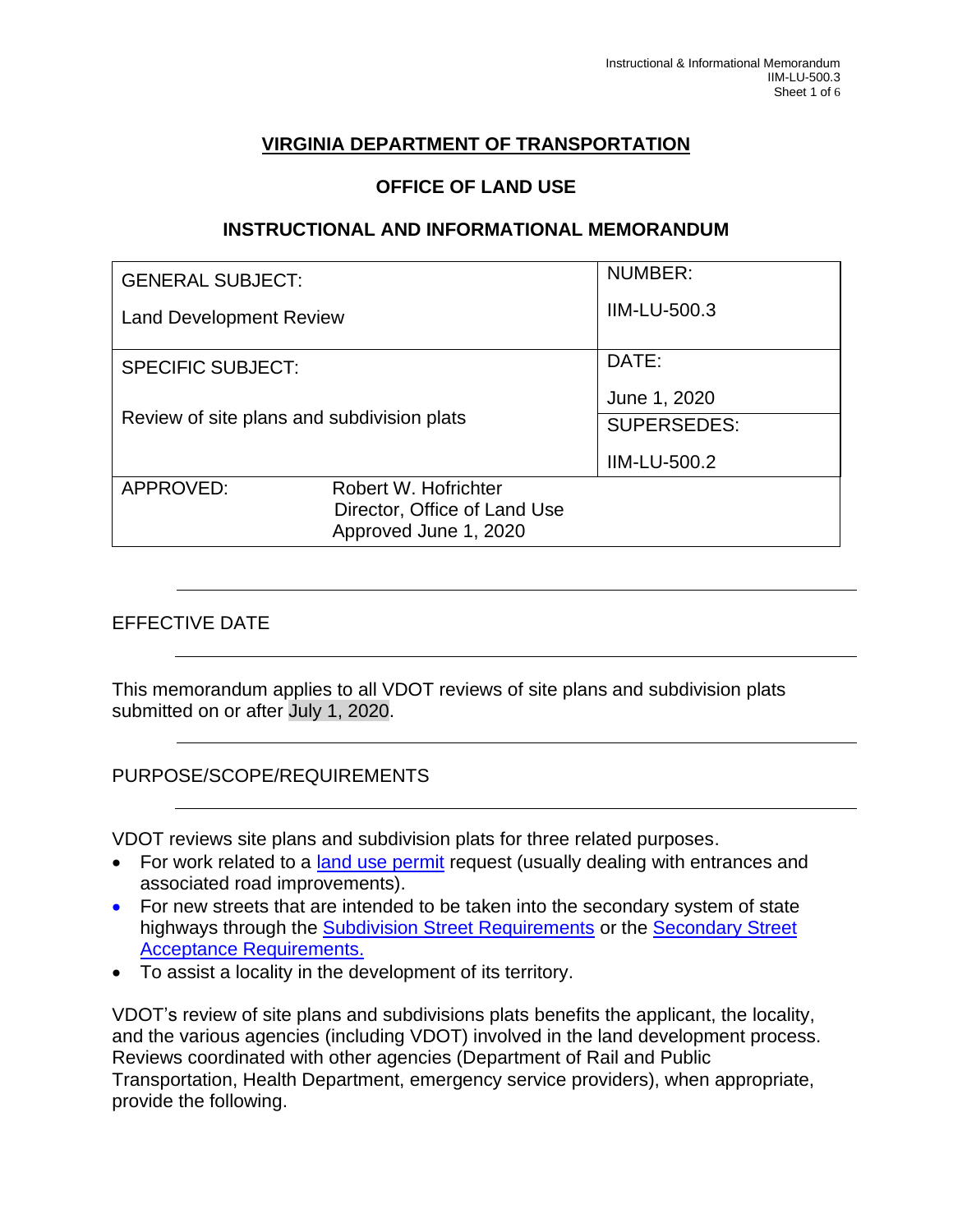# VIRGINIA DEPARTMENT OF TRANSPORTATION

## OFFICE OF LAND USE

## INSTRUCTIONAL AND INFORMATIONAL MEMORANDUM

| GENERAL SUBJECT: Land Development Review | | NUMBER: IIM-LU-500.3 |
|---|---|---|
| SPECIFIC SUBJECT: Review of site plans and subdivision plats | | DATE: June 1, 2020 |
| | | SUPERSEDES: IIM-LU-500.2 |
| APPROVED: | Robert W. Hofrichter<br>Director, Office of Land Use<br>Approved June 1, 2020 | |

## EFFECTIVE DATE

This memorandum applies to all VDOT reviews of site plans and subdivision plats submitted on or after July 1, 2020.

## PURPOSE/SCOPE/REQUIREMENTS

VDOT reviews site plans and subdivision plats for three related purposes.

- For work related to a land use permit request (usually dealing with entrances and associated road improvements).
- For new streets that are intended to be taken into the secondary system of state highways through the Subdivision Street Requirements or the Secondary Street Acceptance Requirements.
- To assist a locality in the development of its territory.

VDOT's review of site plans and subdivisions plats benefits the applicant, the locality, and the various agencies (including VDOT) involved in the land development process. Reviews coordinated with other agencies (Department of Rail and Public Transportation, Health Department, emergency service providers), when appropriate, provide the following.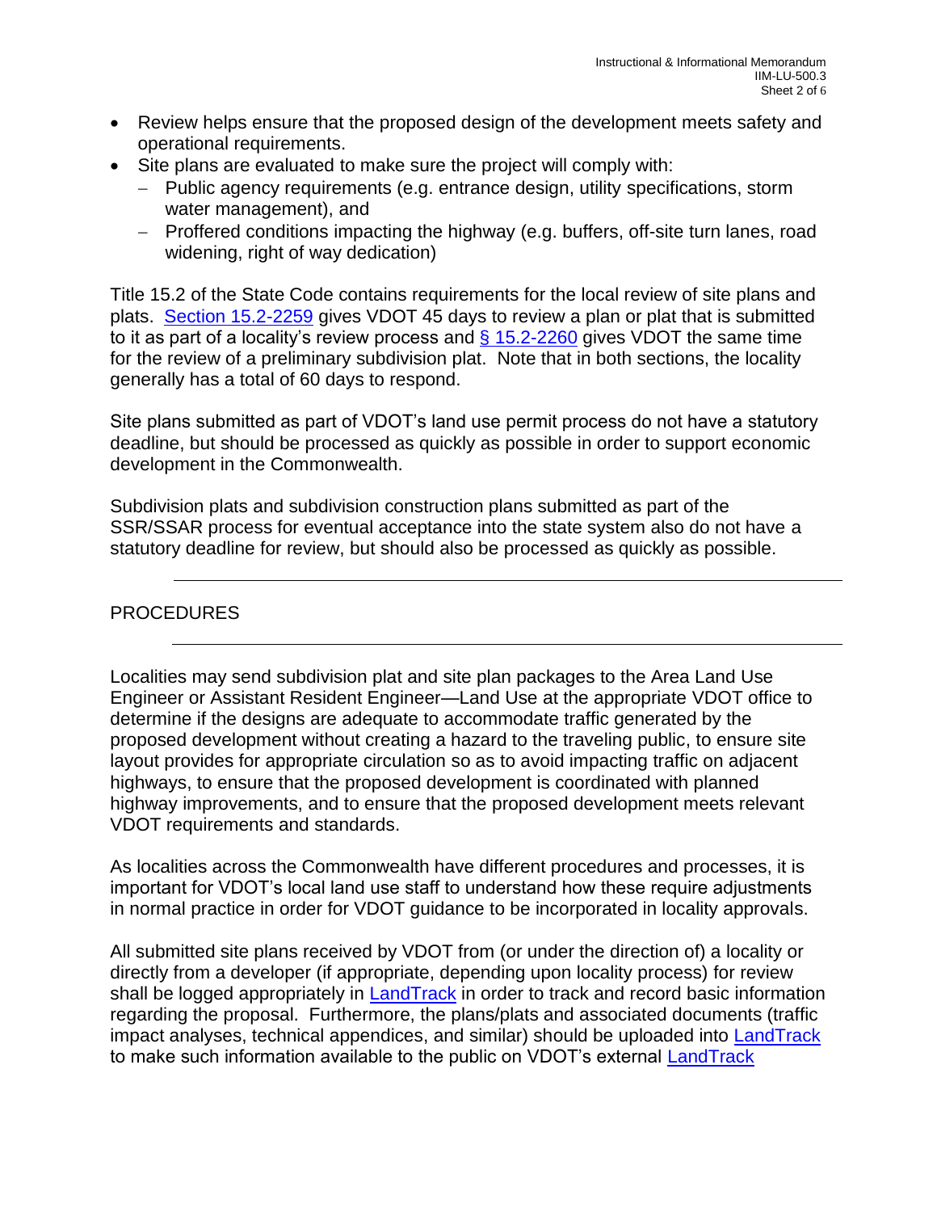- Review helps ensure that the proposed design of the development meets safety and operational requirements.
- Site plans are evaluated to make sure the project will comply with:
  - Public agency requirements (e.g. entrance design, utility specifications, storm water management), and
  - Proffered conditions impacting the highway (e.g. buffers, off-site turn lanes, road widening, right of way dedication)

Title 15.2 of the State Code contains requirements for the local review of site plans and plats. [Section 15.2-2259](#) gives VDOT 45 days to review a plan or plat that is submitted to it as part of a locality's review process and [§ 15.2-2260](#) gives VDOT the same time for the review of a preliminary subdivision plat. Note that in both sections, the locality generally has a total of 60 days to respond.

Site plans submitted as part of VDOT's land use permit process do not have a statutory deadline, but should be processed as quickly as possible in order to support economic development in the Commonwealth.

Subdivision plats and subdivision construction plans submitted as part of the SSR/SSAR process for eventual acceptance into the state system also do not have a statutory deadline for review, but should also be processed as quickly as possible.

---

## PROCEDURES

---

Localities may send subdivision plat and site plan packages to the Area Land Use Engineer or Assistant Resident Engineer—Land Use at the appropriate VDOT office to determine if the designs are adequate to accommodate traffic generated by the proposed development without creating a hazard to the traveling public, to ensure site layout provides for appropriate circulation so as to avoid impacting traffic on adjacent highways, to ensure that the proposed development is coordinated with planned highway improvements, and to ensure that the proposed development meets relevant VDOT requirements and standards.

As localities across the Commonwealth have different procedures and processes, it is important for VDOT's local land use staff to understand how these require adjustments in normal practice in order for VDOT guidance to be incorporated in locality approvals.

All submitted site plans received by VDOT from (or under the direction of) a locality or directly from a developer (if appropriate, depending upon locality process) for review shall be logged appropriately in [LandTrack](#) in order to track and record basic information regarding the proposal. Furthermore, the plans/plats and associated documents (traffic impact analyses, technical appendices, and similar) should be uploaded into [LandTrack](#) to make such information available to the public on VDOT's external [LandTrack](#)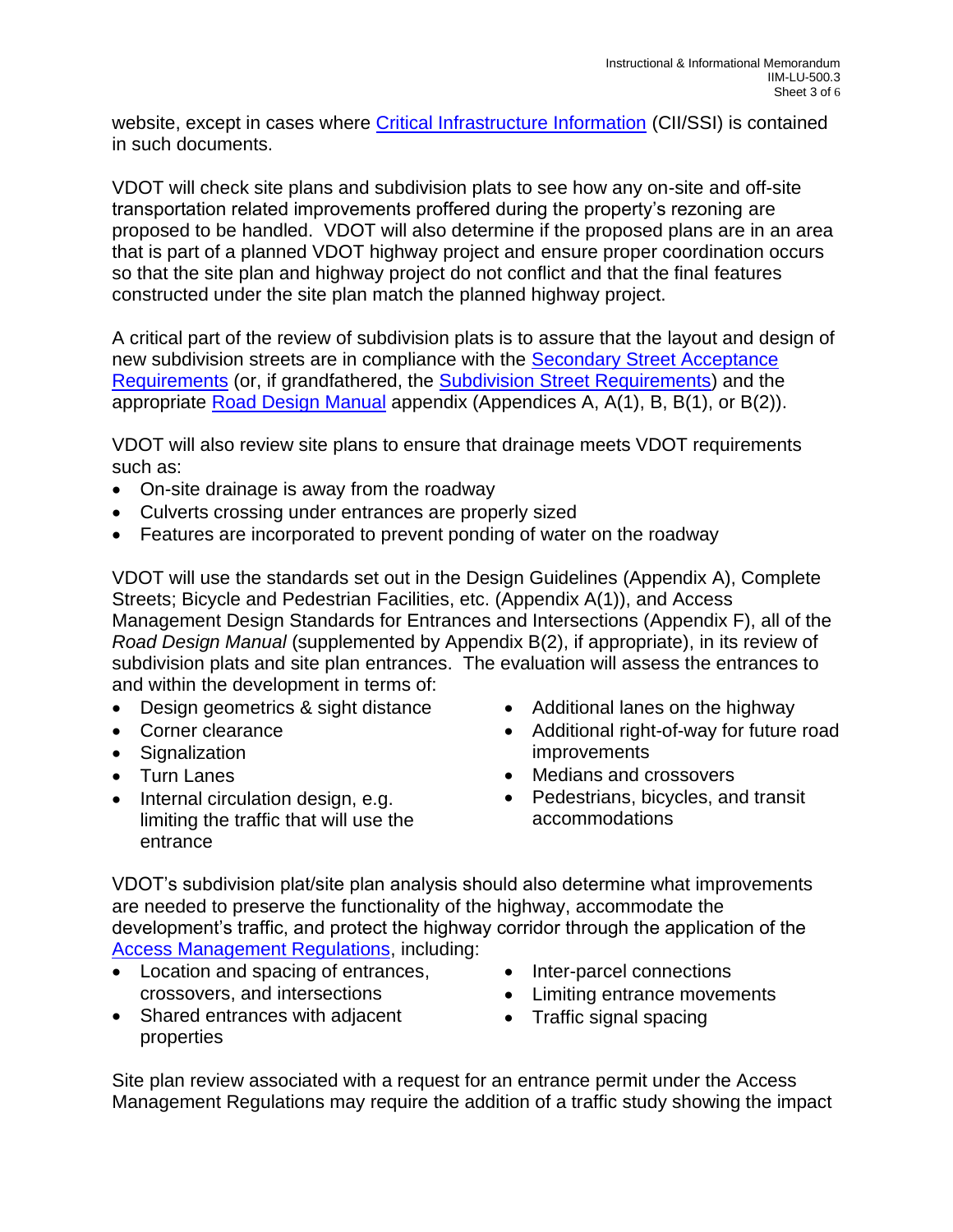website, except in cases where Critical Infrastructure Information (CII/SSI) is contained in such documents.

VDOT will check site plans and subdivision plats to see how any on-site and off-site transportation related improvements proffered during the property's rezoning are proposed to be handled. VDOT will also determine if the proposed plans are in an area that is part of a planned VDOT highway project and ensure proper coordination occurs so that the site plan and highway project do not conflict and that the final features constructed under the site plan match the planned highway project.

A critical part of the review of subdivision plats is to assure that the layout and design of new subdivision streets are in compliance with the Secondary Street Acceptance Requirements (or, if grandfathered, the Subdivision Street Requirements) and the appropriate Road Design Manual appendix (Appendices A, A(1), B, B(1), or B(2)).

VDOT will also review site plans to ensure that drainage meets VDOT requirements such as:

- On-site drainage is away from the roadway
- Culverts crossing under entrances are properly sized
- Features are incorporated to prevent ponding of water on the roadway

VDOT will use the standards set out in the Design Guidelines (Appendix A), Complete Streets; Bicycle and Pedestrian Facilities, etc. (Appendix A(1)), and Access Management Design Standards for Entrances and Intersections (Appendix F), all of the *Road Design Manual* (supplemented by Appendix B(2), if appropriate), in its review of subdivision plats and site plan entrances. The evaluation will assess the entrances to and within the development in terms of:

- Design geometrics & sight distance
- Corner clearance
- Signalization
- Turn Lanes
- Internal circulation design, e.g. limiting the traffic that will use the entrance
- Additional lanes on the highway
- Additional right-of-way for future road improvements
- Medians and crossovers
- Pedestrians, bicycles, and transit accommodations

VDOT's subdivision plat/site plan analysis should also determine what improvements are needed to preserve the functionality of the highway, accommodate the development's traffic, and protect the highway corridor through the application of the Access Management Regulations, including:

- Location and spacing of entrances, crossovers, and intersections
- Shared entrances with adjacent properties
- Inter-parcel connections
- Limiting entrance movements
- Traffic signal spacing

Site plan review associated with a request for an entrance permit under the Access Management Regulations may require the addition of a traffic study showing the impact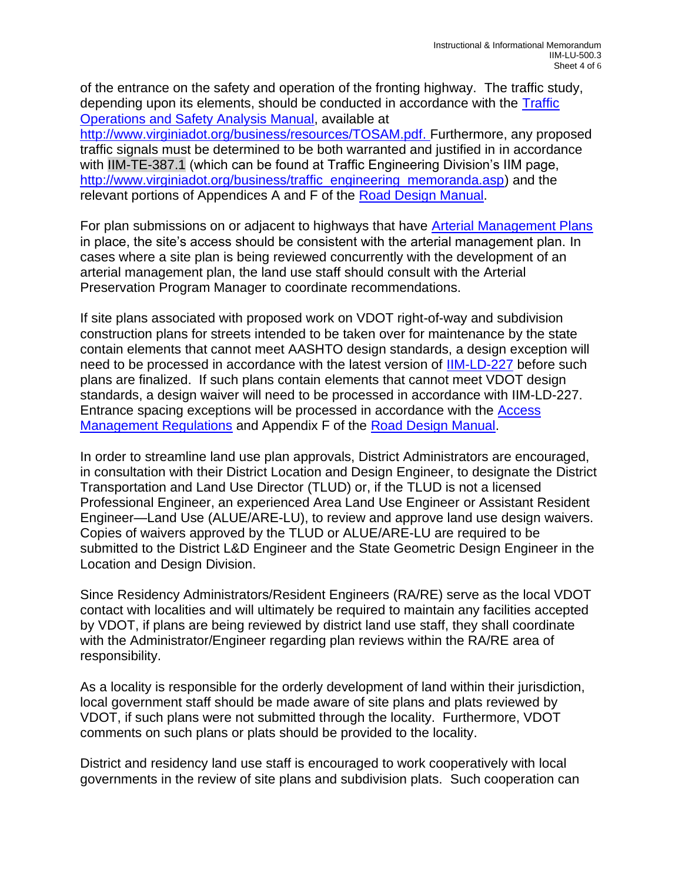of the entrance on the safety and operation of the fronting highway. The traffic study, depending upon its elements, should be conducted in accordance with the Traffic Operations and Safety Analysis Manual, available at http://www.virginiadot.org/business/resources/TOSAM.pdf. Furthermore, any proposed traffic signals must be determined to be both warranted and justified in in accordance with IIM-TE-387.1 (which can be found at Traffic Engineering Division's IIM page, http://www.virginiadot.org/business/traffic_engineering_memoranda.asp) and the relevant portions of Appendices A and F of the Road Design Manual.

For plan submissions on or adjacent to highways that have Arterial Management Plans in place, the site's access should be consistent with the arterial management plan. In cases where a site plan is being reviewed concurrently with the development of an arterial management plan, the land use staff should consult with the Arterial Preservation Program Manager to coordinate recommendations.

If site plans associated with proposed work on VDOT right-of-way and subdivision construction plans for streets intended to be taken over for maintenance by the state contain elements that cannot meet AASHTO design standards, a design exception will need to be processed in accordance with the latest version of IIM-LD-227 before such plans are finalized. If such plans contain elements that cannot meet VDOT design standards, a design waiver will need to be processed in accordance with IIM-LD-227. Entrance spacing exceptions will be processed in accordance with the Access Management Regulations and Appendix F of the Road Design Manual.

In order to streamline land use plan approvals, District Administrators are encouraged, in consultation with their District Location and Design Engineer, to designate the District Transportation and Land Use Director (TLUD) or, if the TLUD is not a licensed Professional Engineer, an experienced Area Land Use Engineer or Assistant Resident Engineer—Land Use (ALUE/ARE-LU), to review and approve land use design waivers. Copies of waivers approved by the TLUD or ALUE/ARE-LU are required to be submitted to the District L&D Engineer and the State Geometric Design Engineer in the Location and Design Division.

Since Residency Administrators/Resident Engineers (RA/RE) serve as the local VDOT contact with localities and will ultimately be required to maintain any facilities accepted by VDOT, if plans are being reviewed by district land use staff, they shall coordinate with the Administrator/Engineer regarding plan reviews within the RA/RE area of responsibility.

As a locality is responsible for the orderly development of land within their jurisdiction, local government staff should be made aware of site plans and plats reviewed by VDOT, if such plans were not submitted through the locality. Furthermore, VDOT comments on such plans or plats should be provided to the locality.

District and residency land use staff is encouraged to work cooperatively with local governments in the review of site plans and subdivision plats. Such cooperation can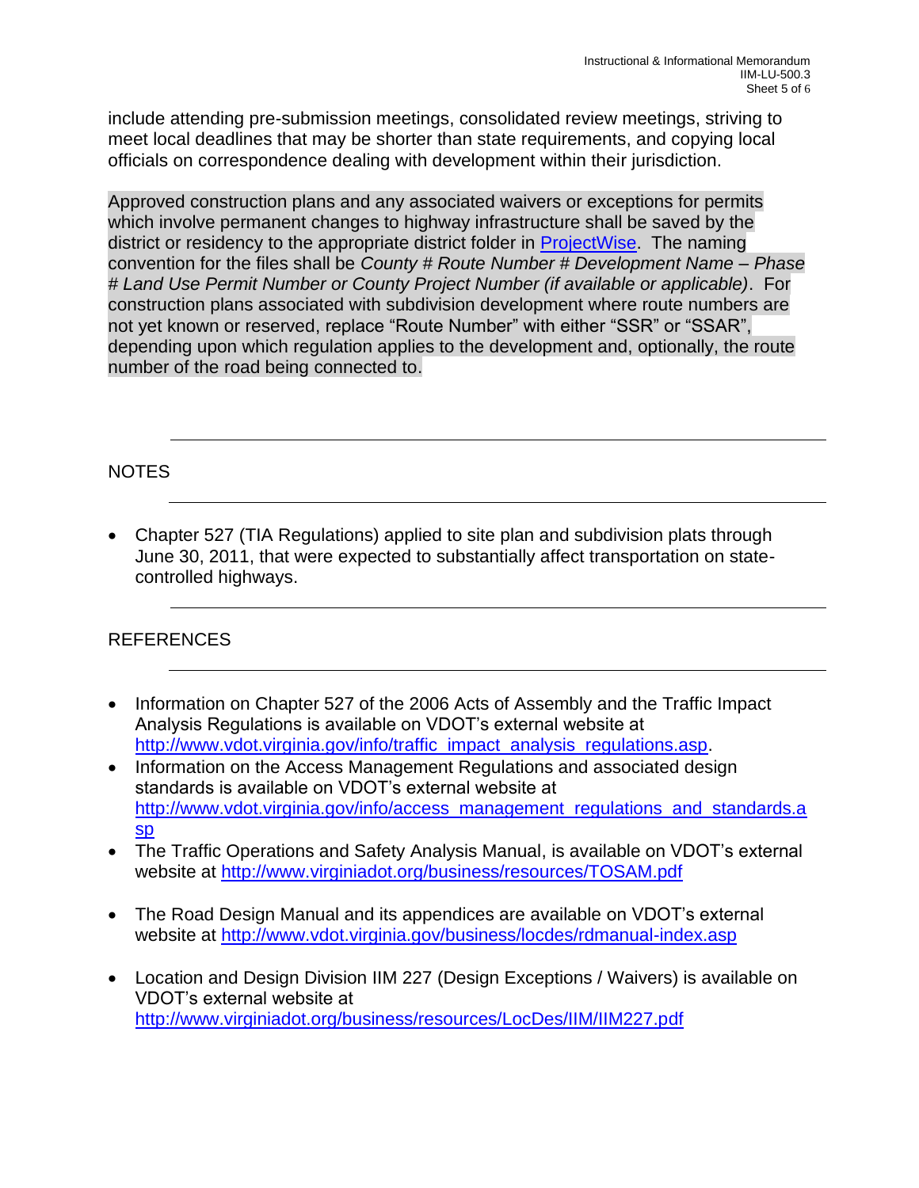include attending pre-submission meetings, consolidated review meetings, striving to meet local deadlines that may be shorter than state requirements, and copying local officials on correspondence dealing with development within their jurisdiction.

Approved construction plans and any associated waivers or exceptions for permits which involve permanent changes to highway infrastructure shall be saved by the district or residency to the appropriate district folder in [ProjectWise](ProjectWise). The naming convention for the files shall be *County # Route Number # Development Name – Phase # Land Use Permit Number or County Project Number (if available or applicable)*. For construction plans associated with subdivision development where route numbers are not yet known or reserved, replace "Route Number" with either "SSR" or "SSAR", depending upon which regulation applies to the development and, optionally, the route number of the road being connected to.

## NOTES

- Chapter 527 (TIA Regulations) applied to site plan and subdivision plats through June 30, 2011, that were expected to substantially affect transportation on state-controlled highways.

## REFERENCES

- Information on Chapter 527 of the 2006 Acts of Assembly and the Traffic Impact Analysis Regulations is available on VDOT's external website at http://www.vdot.virginia.gov/info/traffic_impact_analysis_regulations.asp.
- Information on the Access Management Regulations and associated design standards is available on VDOT's external website at http://www.vdot.virginia.gov/info/access_management_regulations_and_standards.asp
- The Traffic Operations and Safety Analysis Manual, is available on VDOT's external website at http://www.virginiadot.org/business/resources/TOSAM.pdf
- The Road Design Manual and its appendices are available on VDOT's external website at http://www.vdot.virginia.gov/business/locdes/rdmanual-index.asp
- Location and Design Division IIM 227 (Design Exceptions / Waivers) is available on VDOT's external website at http://www.virginiadot.org/business/resources/LocDes/IIM/IIM227.pdf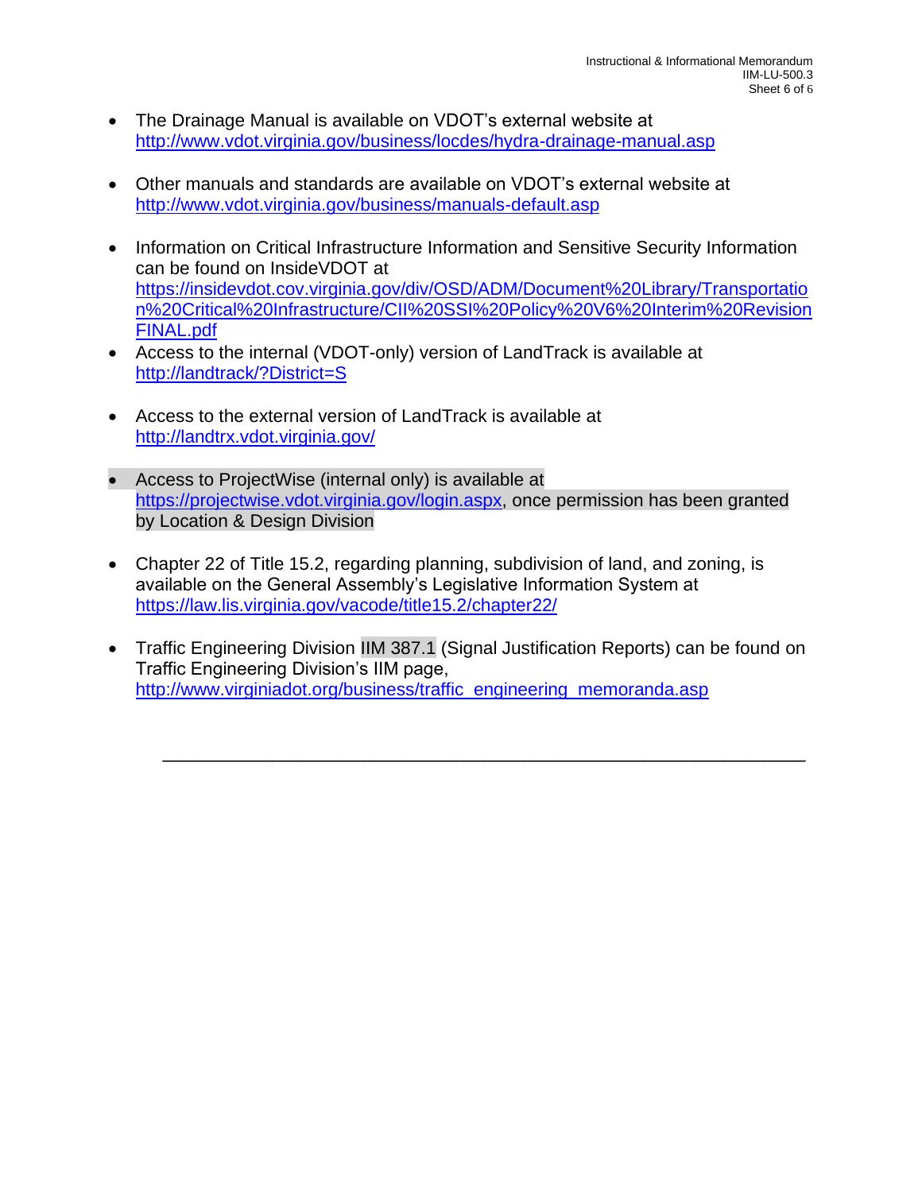- The Drainage Manual is available on VDOT's external website at http://www.vdot.virginia.gov/business/locdes/hydra-drainage-manual.asp

- Other manuals and standards are available on VDOT's external website at http://www.vdot.virginia.gov/business/manuals-default.asp

- Information on Critical Infrastructure Information and Sensitive Security Information can be found on InsideVDOT at https://insidevdot.cov.virginia.gov/div/OSD/ADM/Document%20Library/Transportation%20Critical%20Infrastructure/CII%20SSI%20Policy%20V6%20Interim%20RevisionFINAL.pdf
- Access to the internal (VDOT-only) version of LandTrack is available at http://landtrack/?District=S

- Access to the external version of LandTrack is available at http://landtrx.vdot.virginia.gov/

- Access to ProjectWise (internal only) is available at https://projectwise.vdot.virginia.gov/login.aspx, once permission has been granted by Location & Design Division

- Chapter 22 of Title 15.2, regarding planning, subdivision of land, and zoning, is available on the General Assembly's Legislative Information System at https://law.lis.virginia.gov/vacode/title15.2/chapter22/

- Traffic Engineering Division IIM 387.1 (Signal Justification Reports) can be found on Traffic Engineering Division's IIM page, http://www.virginiadot.org/business/traffic_engineering_memoranda.asp

---